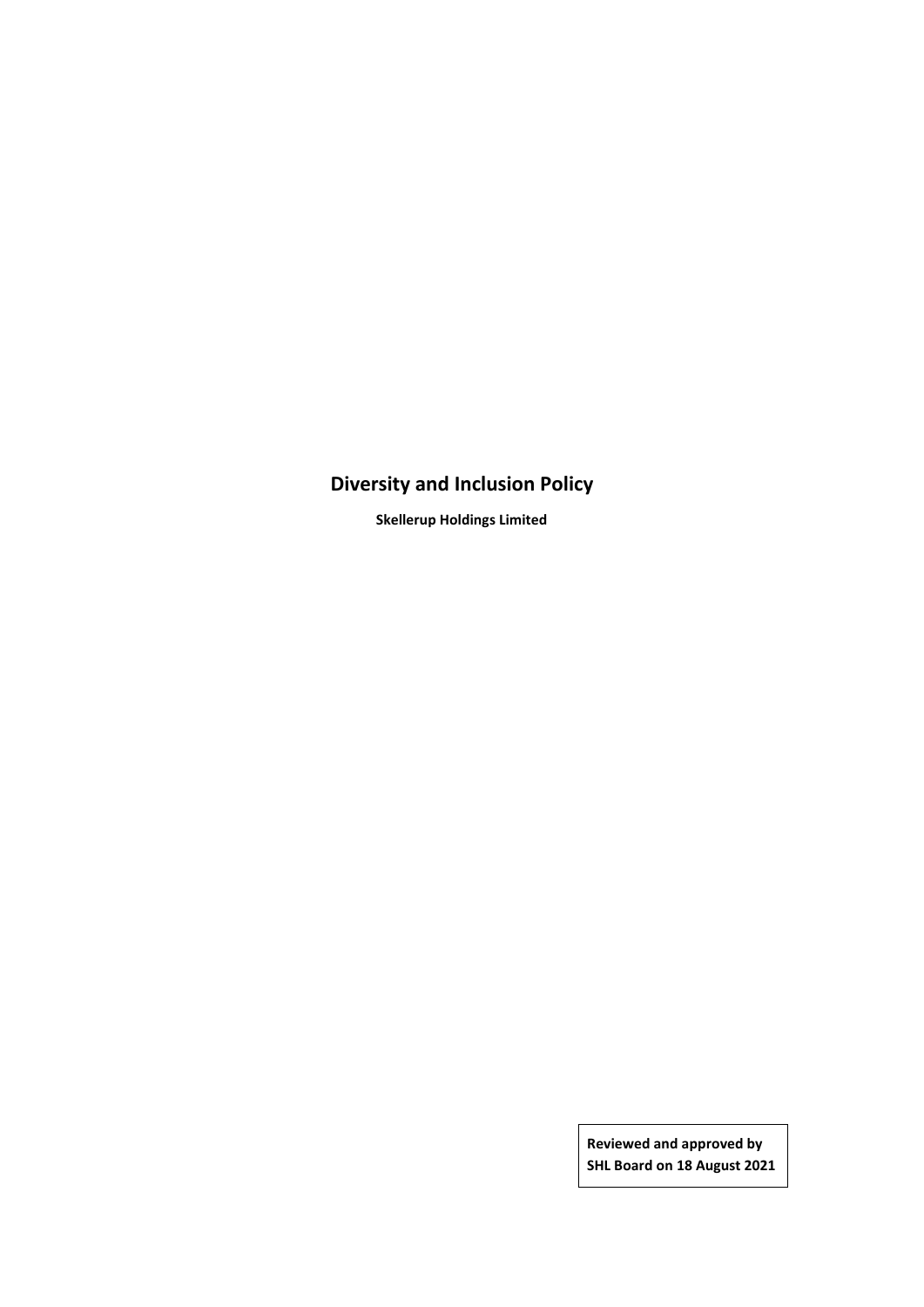# Diversity and Inclusion Policy

**Skellerup Holdings Limited**

**Reviewed and approved by SHL Board on 18 August 2021**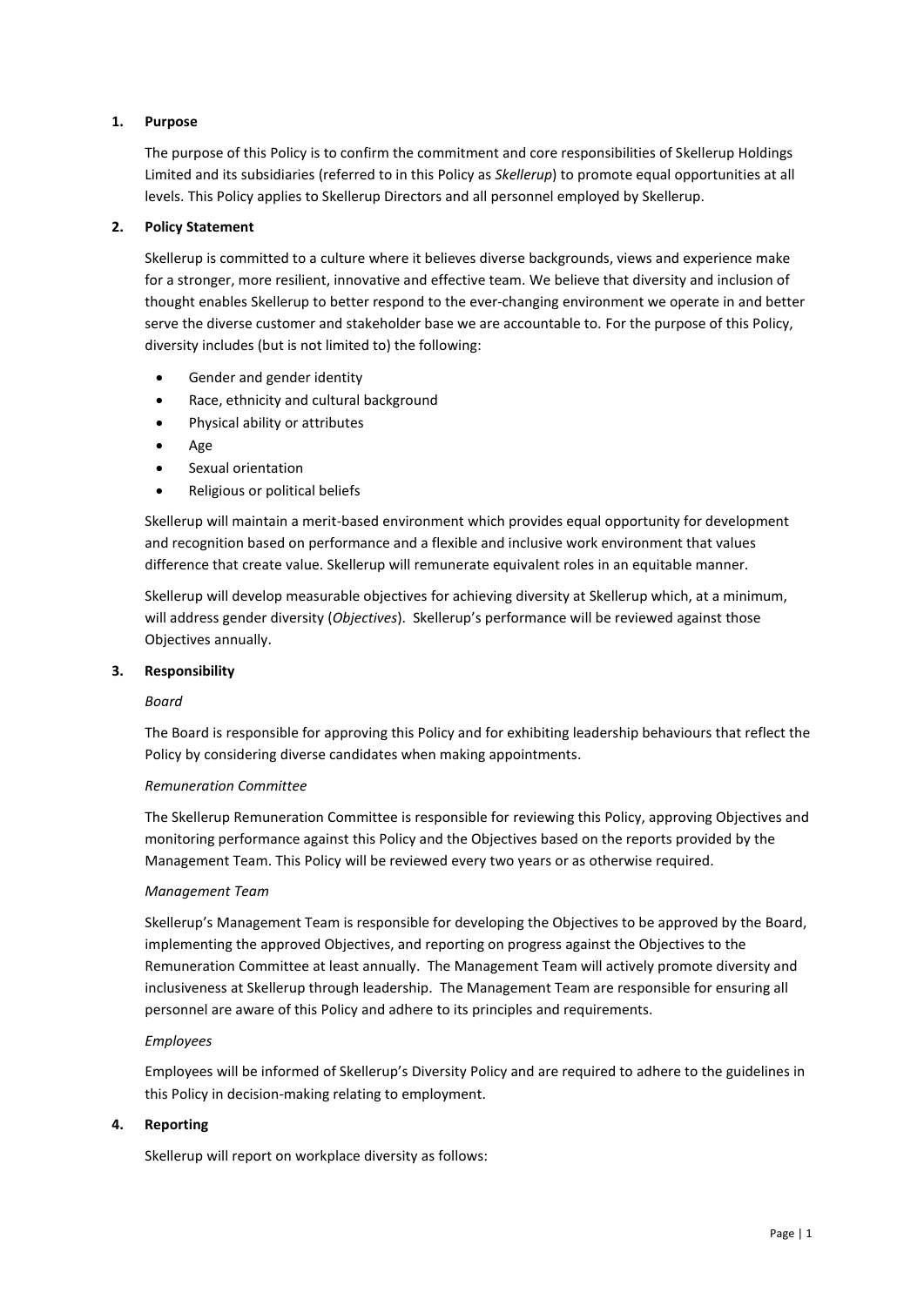## 1. Purpose

The purpose of this Policy is to confirm the commitment and core responsibilities of Skellerup Holdings Limited and its subsidiaries (referred to in this Policy as *Skellerup*) to promote equal opportunities at all levels. This Policy applies to Skellerup Directors and all personnel employed by Skellerup.

## 2. Policy Statement

Skellerup is committed to a culture where it believes diverse backgrounds, views and experience make for a stronger, more resilient, innovative and effective team. We believe that diversity and inclusion of thought enables Skellerup to better respond to the ever-changing environment we operate in and better serve the diverse customer and stakeholder base we are accountable to. For the purpose of this Policy, diversity includes (but is not limited to) the following:

- Gender and gender identity
- Race, ethnicity and cultural background
- Physical ability or attributes
- Age
- Sexual orientation
- Religious or political beliefs

Skellerup will maintain a merit-based environment which provides equal opportunity for development and recognition based on performance and a flexible and inclusive work environment that values difference that create value. Skellerup will remunerate equivalent roles in an equitable manner.

Skellerup will develop measurable objectives for achieving diversity at Skellerup which, at a minimum, will address gender diversity (*Objectives*). Skellerup's performance will be reviewed against those Objectives annually.

## 3. Responsibility

*Board*

The Board is responsible for approving this Policy and for exhibiting leadership behaviours that reflect the Policy by considering diverse candidates when making appointments.

*Remuneration Committee*

The Skellerup Remuneration Committee is responsible for reviewing this Policy, approving Objectives and monitoring performance against this Policy and the Objectives based on the reports provided by the Management Team. This Policy will be reviewed every two years or as otherwise required.

*Management Team*

Skellerup's Management Team is responsible for developing the Objectives to be approved by the Board, implementing the approved Objectives, and reporting on progress against the Objectives to the Remuneration Committee at least annually. The Management Team will actively promote diversity and inclusiveness at Skellerup through leadership. The Management Team are responsible for ensuring all personnel are aware of this Policy and adhere to its principles and requirements.

*Employees*

Employees will be informed of Skellerup's Diversity Policy and are required to adhere to the guidelines in this Policy in decision-making relating to employment.

## 4. Reporting

Skellerup will report on workplace diversity as follows: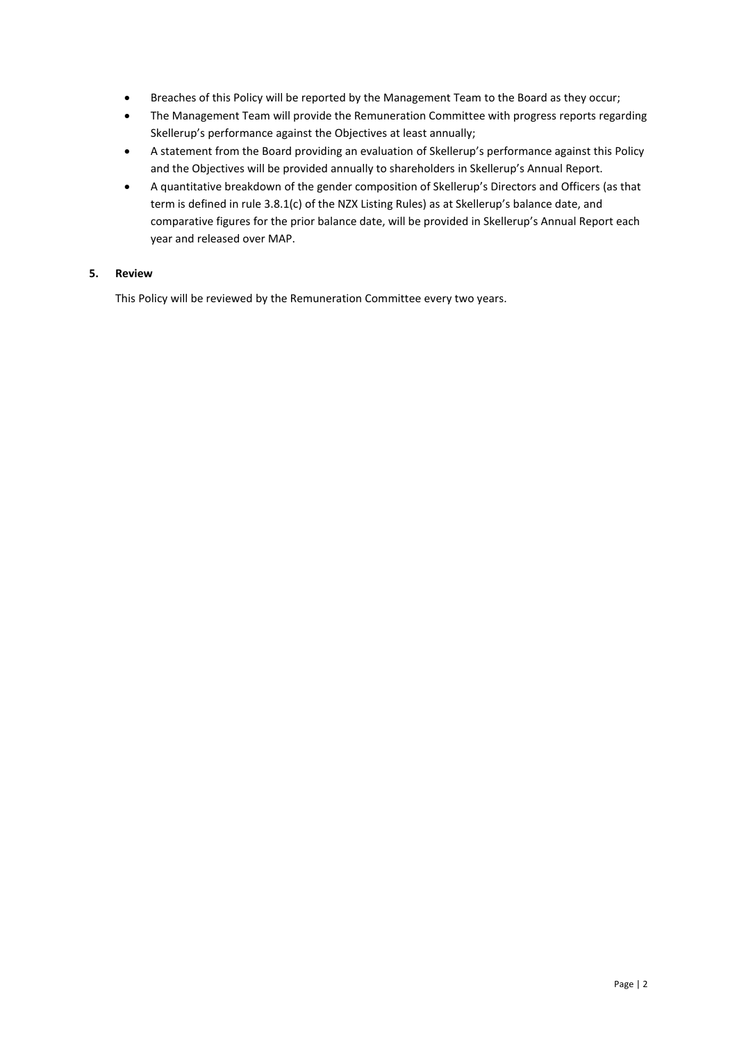- Breaches of this Policy will be reported by the Management Team to the Board as they occur;
- The Management Team will provide the Remuneration Committee with progress reports regarding Skellerup's performance against the Objectives at least annually;
- A statement from the Board providing an evaluation of Skellerup's performance against this Policy and the Objectives will be provided annually to shareholders in Skellerup's Annual Report.
- A quantitative breakdown of the gender composition of Skellerup's Directors and Officers (as that term is defined in rule 3.8.1(c) of the NZX Listing Rules) as at Skellerup's balance date, and comparative figures for the prior balance date, will be provided in Skellerup's Annual Report each year and released over MAP.

**5. Review**

This Policy will be reviewed by the Remuneration Committee every two years.